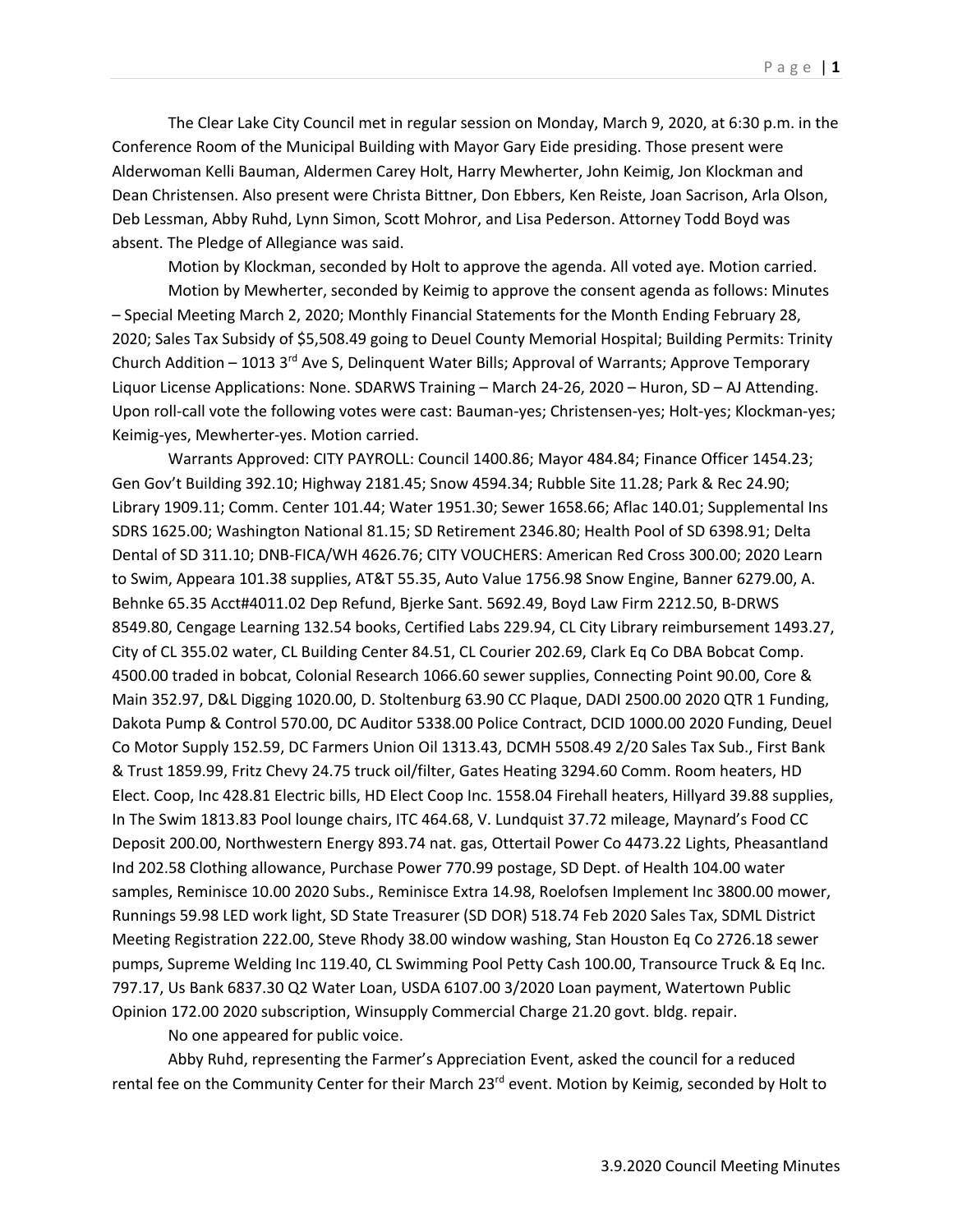The Clear Lake City Council met in regular session on Monday, March 9, 2020, at 6:30 p.m. in the Conference Room of the Municipal Building with Mayor Gary Eide presiding. Those present were Alderwoman Kelli Bauman, Aldermen Carey Holt, Harry Mewherter, John Keimig, Jon Klockman and Dean Christensen. Also present were Christa Bittner, Don Ebbers, Ken Reiste, Joan Sacrison, Arla Olson, Deb Lessman, Abby Ruhd, Lynn Simon, Scott Mohror, and Lisa Pederson. Attorney Todd Boyd was absent. The Pledge of Allegiance was said.

Motion by Klockman, seconded by Holt to approve the agenda. All voted aye. Motion carried.

Motion by Mewherter, seconded by Keimig to approve the consent agenda as follows: Minutes – Special Meeting March 2, 2020; Monthly Financial Statements for the Month Ending February 28, 2020; Sales Tax Subsidy of $5,508.49 going to Deuel County Memorial Hospital; Building Permits: Trinity Church Addition – 1013 3rd Ave S, Delinquent Water Bills; Approval of Warrants; Approve Temporary Liquor License Applications: None. SDARWS Training – March 24-26, 2020 – Huron, SD – AJ Attending. Upon roll-call vote the following votes were cast: Bauman-yes; Christensen-yes; Holt-yes; Klockman-yes; Keimig-yes, Mewherter-yes. Motion carried.

Warrants Approved: CITY PAYROLL: Council 1400.86; Mayor 484.84; Finance Officer 1454.23; Gen Gov't Building 392.10; Highway 2181.45; Snow 4594.34; Rubble Site 11.28; Park & Rec 24.90; Library 1909.11; Comm. Center 101.44; Water 1951.30; Sewer 1658.66; Aflac 140.01; Supplemental Ins SDRS 1625.00; Washington National 81.15; SD Retirement 2346.80; Health Pool of SD 6398.91; Delta Dental of SD 311.10; DNB-FICA/WH 4626.76; CITY VOUCHERS: American Red Cross 300.00; 2020 Learn to Swim, Appeara 101.38 supplies, AT&T 55.35, Auto Value 1756.98 Snow Engine, Banner 6279.00, A. Behnke 65.35 Acct#4011.02 Dep Refund, Bjerke Sant. 5692.49, Boyd Law Firm 2212.50, B-DRWS 8549.80, Cengage Learning 132.54 books, Certified Labs 229.94, CL City Library reimbursement 1493.27, City of CL 355.02 water, CL Building Center 84.51, CL Courier 202.69, Clark Eq Co DBA Bobcat Comp. 4500.00 traded in bobcat, Colonial Research 1066.60 sewer supplies, Connecting Point 90.00, Core & Main 352.97, D&L Digging 1020.00, D. Stoltenburg 63.90 CC Plaque, DADI 2500.00 2020 QTR 1 Funding, Dakota Pump & Control 570.00, DC Auditor 5338.00 Police Contract, DCID 1000.00 2020 Funding, Deuel Co Motor Supply 152.59, DC Farmers Union Oil 1313.43, DCMH 5508.49 2/20 Sales Tax Sub., First Bank & Trust 1859.99, Fritz Chevy 24.75 truck oil/filter, Gates Heating 3294.60 Comm. Room heaters, HD Elect. Coop, Inc 428.81 Electric bills, HD Elect Coop Inc. 1558.04 Firehall heaters, Hillyard 39.88 supplies, In The Swim 1813.83 Pool lounge chairs, ITC 464.68, V. Lundquist 37.72 mileage, Maynard's Food CC Deposit 200.00, Northwestern Energy 893.74 nat. gas, Ottertail Power Co 4473.22 Lights, Pheasantland Ind 202.58 Clothing allowance, Purchase Power 770.99 postage, SD Dept. of Health 104.00 water samples, Reminisce 10.00 2020 Subs., Reminisce Extra 14.98, Roelofsen Implement Inc 3800.00 mower, Runnings 59.98 LED work light, SD State Treasurer (SD DOR) 518.74 Feb 2020 Sales Tax, SDML District Meeting Registration 222.00, Steve Rhody 38.00 window washing, Stan Houston Eq Co 2726.18 sewer pumps, Supreme Welding Inc 119.40, CL Swimming Pool Petty Cash 100.00, Transource Truck & Eq Inc. 797.17, Us Bank 6837.30 Q2 Water Loan, USDA 6107.00 3/2020 Loan payment, Watertown Public Opinion 172.00 2020 subscription, Winsupply Commercial Charge 21.20 govt. bldg. repair.

No one appeared for public voice.

Abby Ruhd, representing the Farmer's Appreciation Event, asked the council for a reduced rental fee on the Community Center for their March 23rd event. Motion by Keimig, seconded by Holt to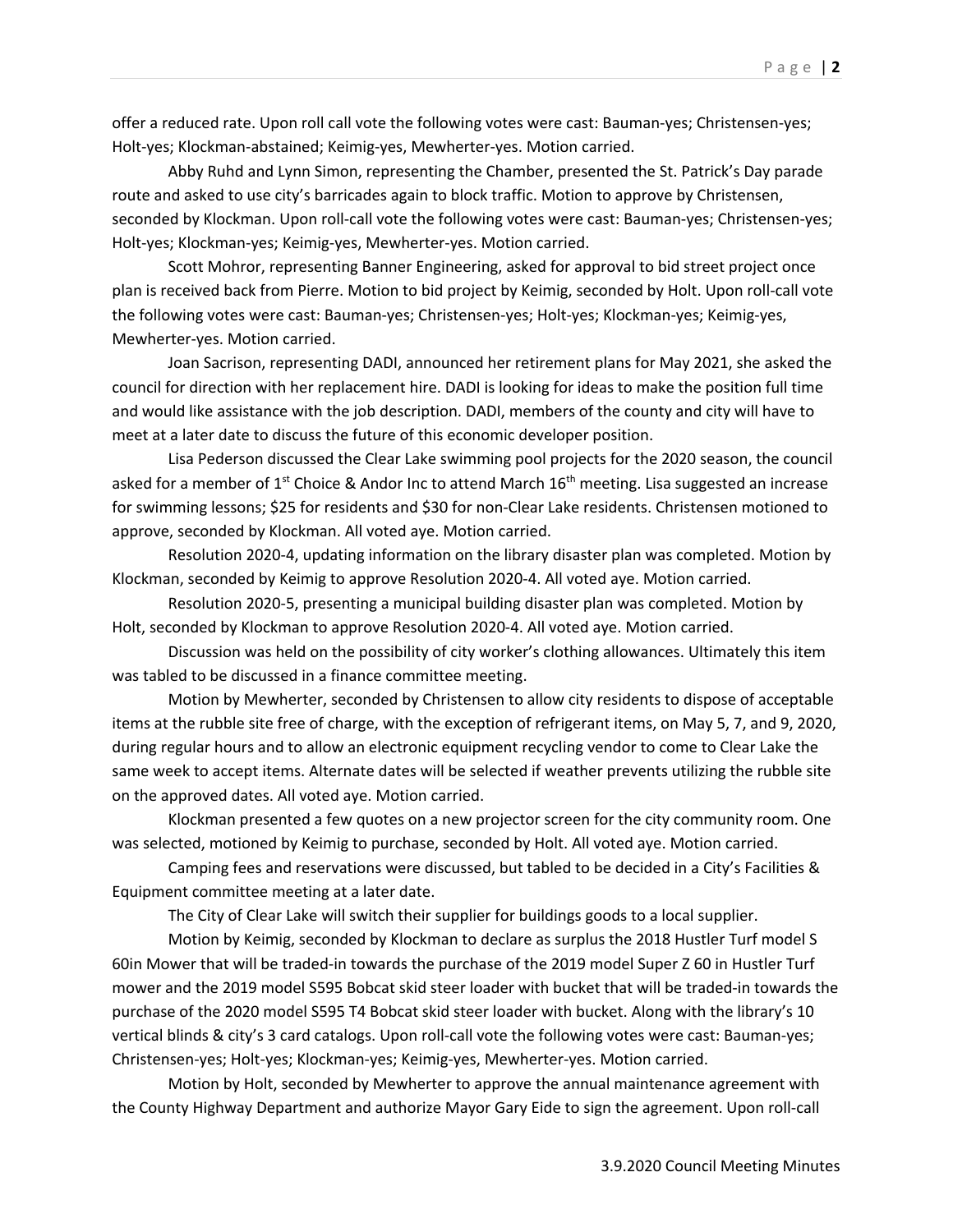offer a reduced rate. Upon roll call vote the following votes were cast: Bauman-yes; Christensen-yes; Holt-yes; Klockman-abstained; Keimig-yes, Mewherter-yes. Motion carried.

Abby Ruhd and Lynn Simon, representing the Chamber, presented the St. Patrick's Day parade route and asked to use city's barricades again to block traffic. Motion to approve by Christensen, seconded by Klockman. Upon roll-call vote the following votes were cast: Bauman-yes; Christensen-yes; Holt-yes; Klockman-yes; Keimig-yes, Mewherter-yes. Motion carried.

Scott Mohror, representing Banner Engineering, asked for approval to bid street project once plan is received back from Pierre. Motion to bid project by Keimig, seconded by Holt. Upon roll-call vote the following votes were cast: Bauman-yes; Christensen-yes; Holt-yes; Klockman-yes; Keimig-yes, Mewherter-yes. Motion carried.

Joan Sacrison, representing DADI, announced her retirement plans for May 2021, she asked the council for direction with her replacement hire. DADI is looking for ideas to make the position full time and would like assistance with the job description. DADI, members of the county and city will have to meet at a later date to discuss the future of this economic developer position.

Lisa Pederson discussed the Clear Lake swimming pool projects for the 2020 season, the council asked for a member of 1st Choice & Andor Inc to attend March 16th meeting. Lisa suggested an increase for swimming lessons; $25 for residents and $30 for non-Clear Lake residents. Christensen motioned to approve, seconded by Klockman. All voted aye. Motion carried.

Resolution 2020-4, updating information on the library disaster plan was completed. Motion by Klockman, seconded by Keimig to approve Resolution 2020-4. All voted aye. Motion carried.

Resolution 2020-5, presenting a municipal building disaster plan was completed. Motion by Holt, seconded by Klockman to approve Resolution 2020-4. All voted aye. Motion carried.

Discussion was held on the possibility of city worker's clothing allowances. Ultimately this item was tabled to be discussed in a finance committee meeting.

Motion by Mewherter, seconded by Christensen to allow city residents to dispose of acceptable items at the rubble site free of charge, with the exception of refrigerant items, on May 5, 7, and 9, 2020, during regular hours and to allow an electronic equipment recycling vendor to come to Clear Lake the same week to accept items. Alternate dates will be selected if weather prevents utilizing the rubble site on the approved dates. All voted aye. Motion carried.

Klockman presented a few quotes on a new projector screen for the city community room. One was selected, motioned by Keimig to purchase, seconded by Holt. All voted aye. Motion carried.

Camping fees and reservations were discussed, but tabled to be decided in a City's Facilities & Equipment committee meeting at a later date.

The City of Clear Lake will switch their supplier for buildings goods to a local supplier.

Motion by Keimig, seconded by Klockman to declare as surplus the 2018 Hustler Turf model S 60in Mower that will be traded-in towards the purchase of the 2019 model Super Z 60 in Hustler Turf mower and the 2019 model S595 Bobcat skid steer loader with bucket that will be traded-in towards the purchase of the 2020 model S595 T4 Bobcat skid steer loader with bucket. Along with the library's 10 vertical blinds & city's 3 card catalogs. Upon roll-call vote the following votes were cast: Bauman-yes; Christensen-yes; Holt-yes; Klockman-yes; Keimig-yes, Mewherter-yes. Motion carried.

Motion by Holt, seconded by Mewherter to approve the annual maintenance agreement with the County Highway Department and authorize Mayor Gary Eide to sign the agreement. Upon roll-call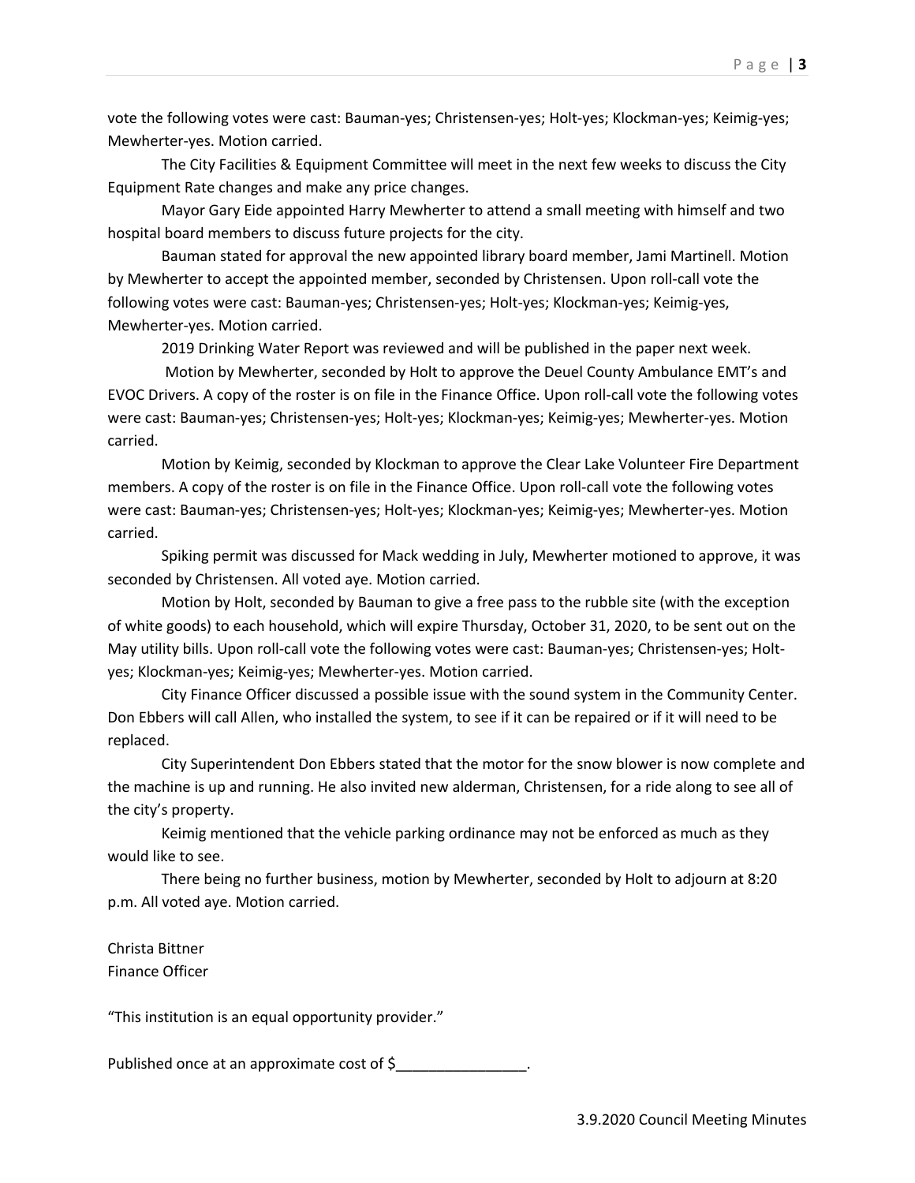vote the following votes were cast: Bauman-yes; Christensen-yes; Holt-yes; Klockman-yes; Keimig-yes; Mewherter-yes. Motion carried.

The City Facilities & Equipment Committee will meet in the next few weeks to discuss the City Equipment Rate changes and make any price changes.

Mayor Gary Eide appointed Harry Mewherter to attend a small meeting with himself and two hospital board members to discuss future projects for the city.

Bauman stated for approval the new appointed library board member, Jami Martinell. Motion by Mewherter to accept the appointed member, seconded by Christensen. Upon roll-call vote the following votes were cast: Bauman-yes; Christensen-yes; Holt-yes; Klockman-yes; Keimig-yes, Mewherter-yes. Motion carried.

2019 Drinking Water Report was reviewed and will be published in the paper next week.

Motion by Mewherter, seconded by Holt to approve the Deuel County Ambulance EMT's and EVOC Drivers. A copy of the roster is on file in the Finance Office. Upon roll-call vote the following votes were cast: Bauman-yes; Christensen-yes; Holt-yes; Klockman-yes; Keimig-yes; Mewherter-yes. Motion carried.

Motion by Keimig, seconded by Klockman to approve the Clear Lake Volunteer Fire Department members. A copy of the roster is on file in the Finance Office. Upon roll-call vote the following votes were cast: Bauman-yes; Christensen-yes; Holt-yes; Klockman-yes; Keimig-yes; Mewherter-yes. Motion carried.

Spiking permit was discussed for Mack wedding in July, Mewherter motioned to approve, it was seconded by Christensen. All voted aye. Motion carried.

Motion by Holt, seconded by Bauman to give a free pass to the rubble site (with the exception of white goods) to each household, which will expire Thursday, October 31, 2020, to be sent out on the May utility bills. Upon roll-call vote the following votes were cast: Bauman-yes; Christensen-yes; Holt-yes; Klockman-yes; Keimig-yes; Mewherter-yes. Motion carried.

City Finance Officer discussed a possible issue with the sound system in the Community Center. Don Ebbers will call Allen, who installed the system, to see if it can be repaired or if it will need to be replaced.

City Superintendent Don Ebbers stated that the motor for the snow blower is now complete and the machine is up and running. He also invited new alderman, Christensen, for a ride along to see all of the city's property.

Keimig mentioned that the vehicle parking ordinance may not be enforced as much as they would like to see.

There being no further business, motion by Mewherter, seconded by Holt to adjourn at 8:20 p.m. All voted aye. Motion carried.

Christa Bittner
Finance Officer

"This institution is an equal opportunity provider."

Published once at an approximate cost of $________________.

3.9.2020 Council Meeting Minutes